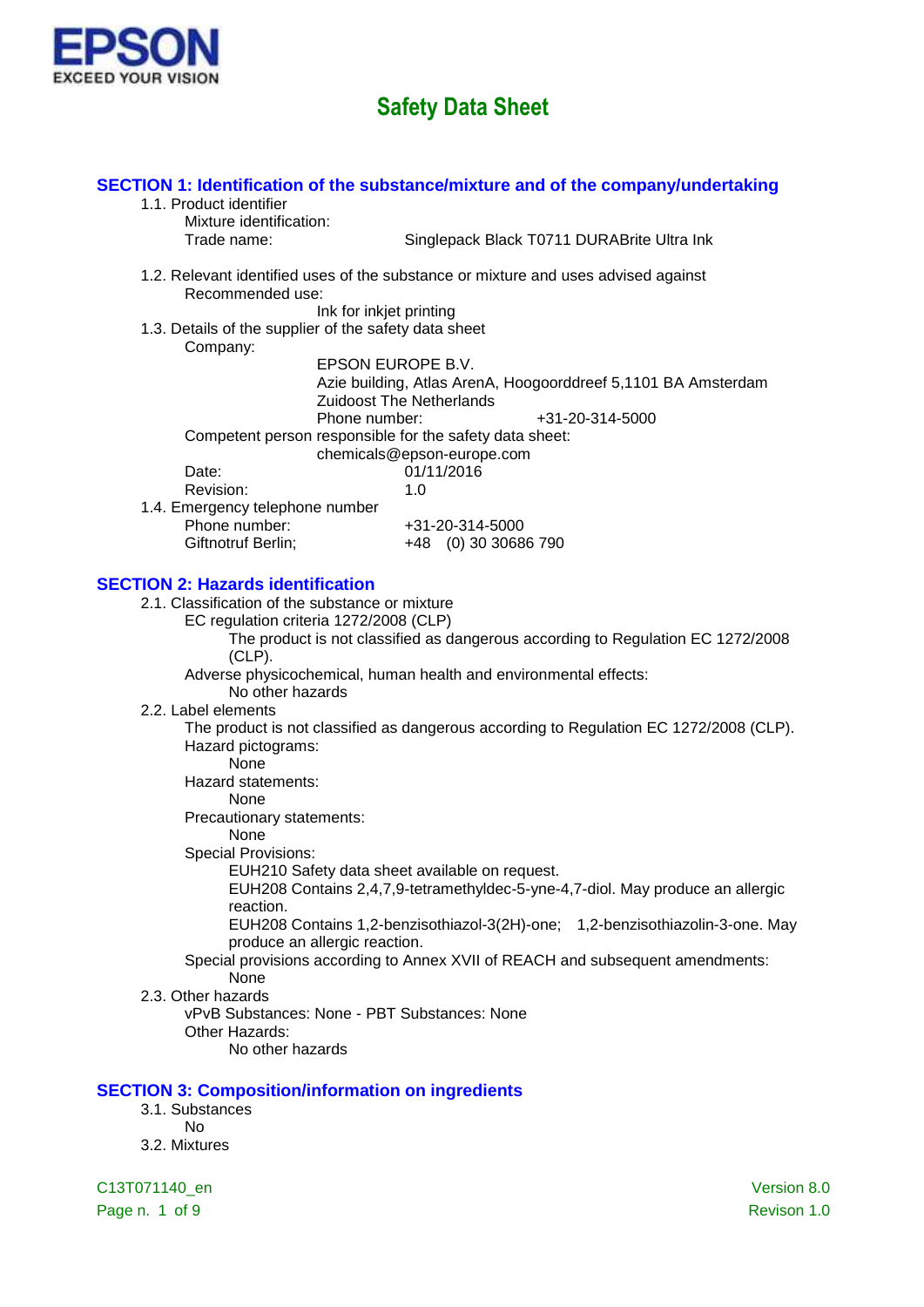EPSON
EXCEED YOUR VISION

# Safety Data Sheet

## SECTION 1: Identification of the substance/mixture and of the company/undertaking

1.1. Product identifier

Mixture identification:

Trade name: Singlepack Black T0711 DURABrite Ultra Ink

1.2. Relevant identified uses of the substance or mixture and uses advised against

Recommended use:

Ink for inkjet printing

1.3. Details of the supplier of the safety data sheet

Company:

EPSON EUROPE B.V.
Azie building, Atlas ArenA, Hoogoorddreef 5,1101 BA Amsterdam
Zuidoost The Netherlands
Phone number: +31-20-314-5000

Competent person responsible for the safety data sheet:

chemicals@epson-europe.com

Date: 01/11/2016

Revision: 1.0

1.4. Emergency telephone number

Phone number: +31-20-314-5000

Giftnotruf Berlin; +48 (0) 30 30686 790

## SECTION 2: Hazards identification

2.1. Classification of the substance or mixture

EC regulation criteria 1272/2008 (CLP)

The product is not classified as dangerous according to Regulation EC 1272/2008 (CLP).

Adverse physicochemical, human health and environmental effects:

No other hazards

2.2. Label elements

The product is not classified as dangerous according to Regulation EC 1272/2008 (CLP).

Hazard pictograms:

None

Hazard statements:

None

Precautionary statements:

None

Special Provisions:

EUH210 Safety data sheet available on request.

EUH208 Contains 2,4,7,9-tetramethyldec-5-yne-4,7-diol. May produce an allergic reaction.

EUH208 Contains 1,2-benzisothiazol-3(2H)-one; 1,2-benzisothiazolin-3-one. May produce an allergic reaction.

Special provisions according to Annex XVII of REACH and subsequent amendments:

None

2.3. Other hazards

vPvB Substances: None - PBT Substances: None

Other Hazards:

No other hazards

## SECTION 3: Composition/information on ingredients

3.1. Substances

No

3.2. Mixtures

C13T071140_en
Version 8.0
Revison 1.0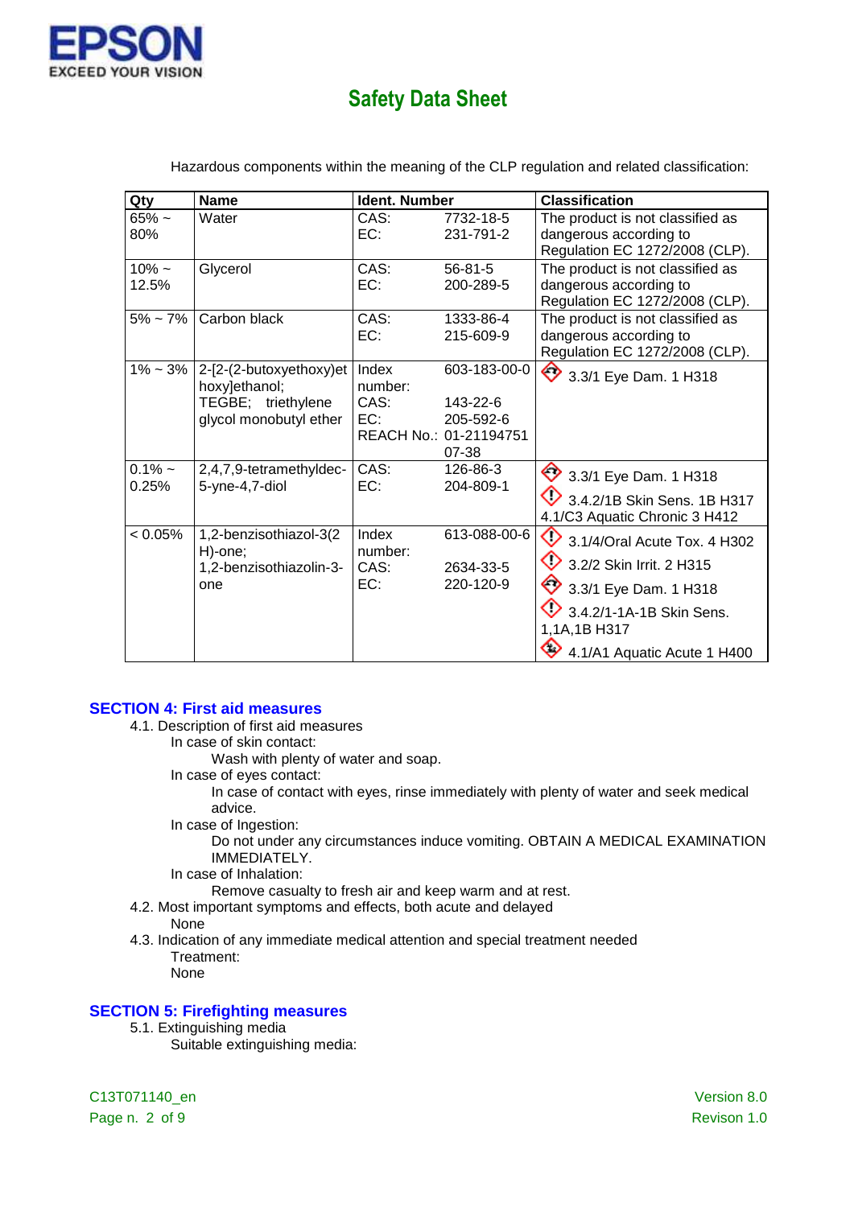Hazardous components within the meaning of the CLP regulation and related classification:

| Qty | Name | Ident. Number | | Classification |
|---|---|---|---|---|
| 65% ~ 80% | Water | CAS:<br>EC: | 7732-18-5<br>231-791-2 | The product is not classified as dangerous according to Regulation EC 1272/2008 (CLP). |
| 10% ~ 12.5% | Glycerol | CAS:<br>EC: | 56-81-5<br>200-289-5 | The product is not classified as dangerous according to Regulation EC 1272/2008 (CLP). |
| 5% ~ 7% | Carbon black | CAS:<br>EC: | 1333-86-4<br>215-609-9 | The product is not classified as dangerous according to Regulation EC 1272/2008 (CLP). |
| 1% ~ 3% | 2-[2-(2-butoxyethoxy)ethoxy]ethanol; TEGBE; triethylene glycol monobutyl ether | Index number:<br>CAS:<br>EC:<br>REACH No.: | 603-183-00-0<br>143-22-6<br>205-592-6<br>01-2119475107-38 | 3.3/1 Eye Dam. 1 H318 |
| 0.1% ~ 0.25% | 2,4,7,9-tetramethyldec-5-yne-4,7-diol | CAS:<br>EC: | 126-86-3<br>204-809-1 | 3.3/1 Eye Dam. 1 H318<br>3.4.2/1B Skin Sens. 1B H317<br>4.1/C3 Aquatic Chronic 3 H412 |
| < 0.05% | 1,2-benzisothiazol-3(2H)-one; 1,2-benzisothiazolin-3-one | Index number:<br>CAS:<br>EC: | 613-088-00-6<br>2634-33-5<br>220-120-9 | 3.1/4/Oral Acute Tox. 4 H302<br>3.2/2 Skin Irrit. 2 H315<br>3.3/1 Eye Dam. 1 H318<br>3.4.2/1-1A-1B Skin Sens. 1,1A,1B H317<br>4.1/A1 Aquatic Acute 1 H400 |

## SECTION 4: First aid measures

4.1. Description of first aid measures

In case of skin contact:

Wash with plenty of water and soap.

In case of eyes contact:

In case of contact with eyes, rinse immediately with plenty of water and seek medical advice.

In case of Ingestion:

Do not under any circumstances induce vomiting. OBTAIN A MEDICAL EXAMINATION IMMEDIATELY.

In case of Inhalation:

Remove casualty to fresh air and keep warm and at rest.

4.2. Most important symptoms and effects, both acute and delayed

None

4.3. Indication of any immediate medical attention and special treatment needed

Treatment:

None

## SECTION 5: Firefighting measures

5.1. Extinguishing media

Suitable extinguishing media: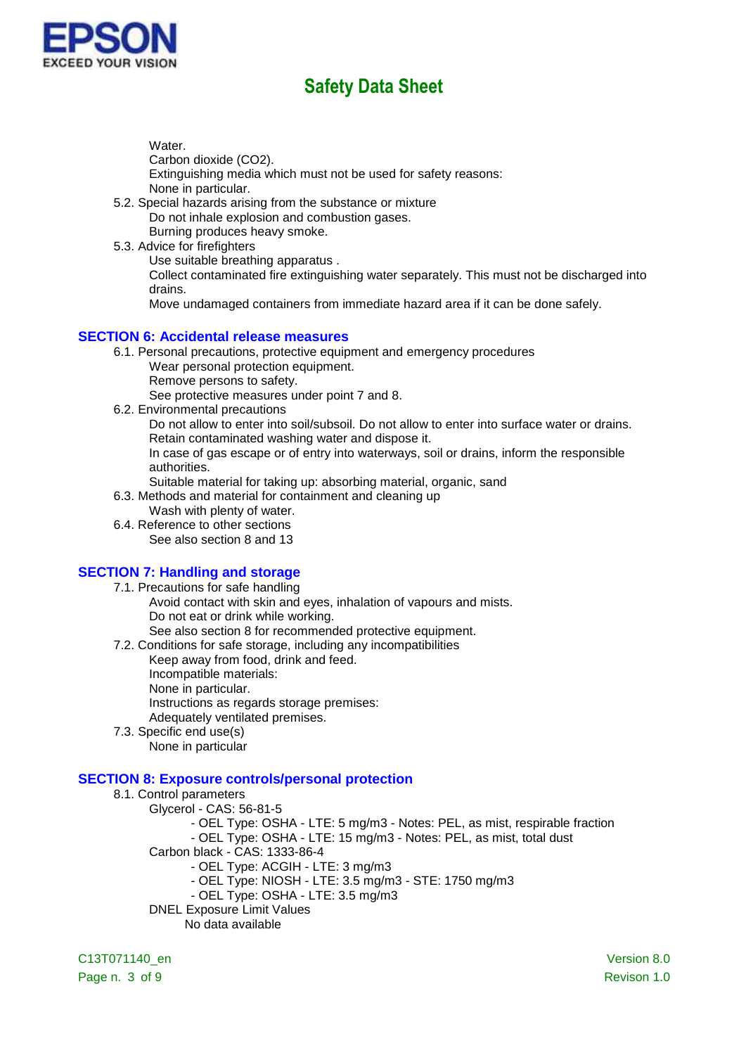Water.
Carbon dioxide ($CO_2$).
Extinguishing media which must not be used for safety reasons:
None in particular.

5.2. Special hazards arising from the substance or mixture
Do not inhale explosion and combustion gases.
Burning produces heavy smoke.

5.3. Advice for firefighters
Use suitable breathing apparatus .
Collect contaminated fire extinguishing water separately. This must not be discharged into drains.
Move undamaged containers from immediate hazard area if it can be done safely.

## SECTION 6: Accidental release measures

6.1. Personal precautions, protective equipment and emergency procedures
Wear personal protection equipment.
Remove persons to safety.
See protective measures under point 7 and 8.

6.2. Environmental precautions
Do not allow to enter into soil/subsoil. Do not allow to enter into surface water or drains.
Retain contaminated washing water and dispose it.
In case of gas escape or of entry into waterways, soil or drains, inform the responsible authorities.
Suitable material for taking up: absorbing material, organic, sand

6.3. Methods and material for containment and cleaning up
Wash with plenty of water.

6.4. Reference to other sections
See also section 8 and 13

## SECTION 7: Handling and storage

7.1. Precautions for safe handling
Avoid contact with skin and eyes, inhalation of vapours and mists.
Do not eat or drink while working.
See also section 8 for recommended protective equipment.

7.2. Conditions for safe storage, including any incompatibilities
Keep away from food, drink and feed.
Incompatible materials:
None in particular.
Instructions as regards storage premises:
Adequately ventilated premises.

7.3. Specific end use(s)
None in particular

## SECTION 8: Exposure controls/personal protection

8.1. Control parameters
Glycerol - CAS: 56-81-5
- OEL Type: OSHA - LTE: 5 mg/m3 - Notes: PEL, as mist, respirable fraction
- OEL Type: OSHA - LTE: 15 mg/m3 - Notes: PEL, as mist, total dust

Carbon black - CAS: 1333-86-4
- OEL Type: ACGIH - LTE: 3 mg/m3
- OEL Type: NIOSH - LTE: 3.5 mg/m3 - STE: 1750 mg/m3
- OEL Type: OSHA - LTE: 3.5 mg/m3

DNEL Exposure Limit Values
No data available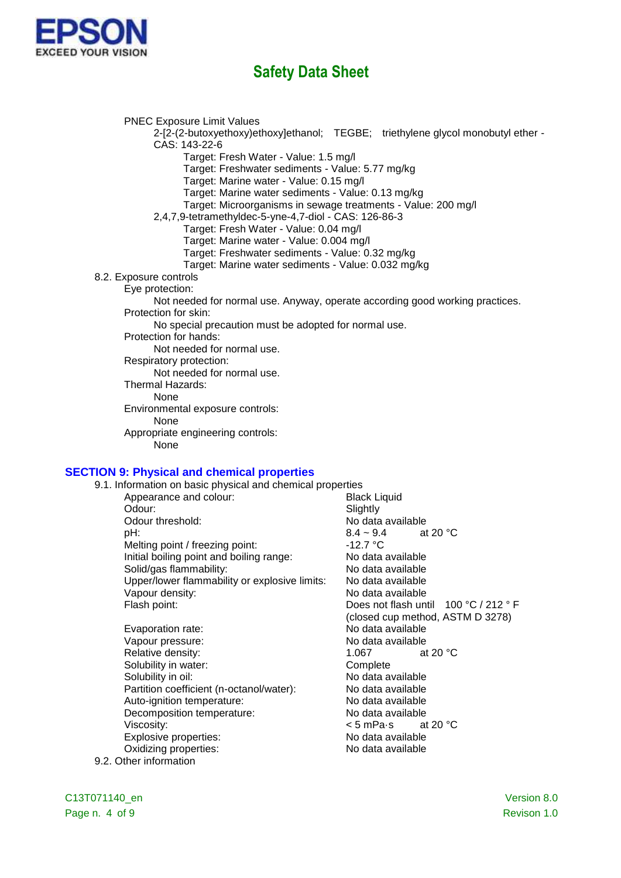PNEC Exposure Limit Values

2-[2-(2-butoxyethoxy)ethoxy]ethanol; TEGBE; triethylene glycol monobutyl ether - CAS: 143-22-6

- Target: Fresh Water - Value: 1.5 mg/l
- Target: Freshwater sediments - Value: 5.77 mg/kg
- Target: Marine water - Value: 0.15 mg/l
- Target: Marine water sediments - Value: 0.13 mg/kg
- Target: Microorganisms in sewage treatments - Value: 200 mg/l

2,4,7,9-tetramethyldec-5-yne-4,7-diol - CAS: 126-86-3

- Target: Fresh Water - Value: 0.04 mg/l
- Target: Marine water - Value: 0.004 mg/l
- Target: Freshwater sediments - Value: 0.32 mg/kg
- Target: Marine water sediments - Value: 0.032 mg/kg

8.2. Exposure controls

Eye protection:
: Not needed for normal use. Anyway, operate according good working practices.

Protection for skin:
: No special precaution must be adopted for normal use.

Protection for hands:
: Not needed for normal use.

Respiratory protection:
: Not needed for normal use.

Thermal Hazards:
: None

Environmental exposure controls:
: None

Appropriate engineering controls:
: None

## SECTION 9: Physical and chemical properties

9.1. Information on basic physical and chemical properties

| Property | Value |
|---|---|
| Appearance and colour: | Black Liquid |
| Odour: | Slightly |
| Odour threshold: | No data available |
| pH: | 8.4 ~ 9.4 at 20 °C |
| Melting point / freezing point: | -12.7 °C |
| Initial boiling point and boiling range: | No data available |
| Solid/gas flammability: | No data available |
| Upper/lower flammability or explosive limits: | No data available |
| Vapour density: | No data available |
| Flash point: | Does not flash until 100 °C / 212 ° F (closed cup method, ASTM D 3278) |
| Evaporation rate: | No data available |
| Vapour pressure: | No data available |
| Relative density: | 1.067 at 20 °C |
| Solubility in water: | Complete |
| Solubility in oil: | No data available |
| Partition coefficient (n-octanol/water): | No data available |
| Auto-ignition temperature: | No data available |
| Decomposition temperature: | No data available |
| Viscosity: | < 5 mPa·s at 20 °C |
| Explosive properties: | No data available |
| Oxidizing properties: | No data available |

9.2. Other information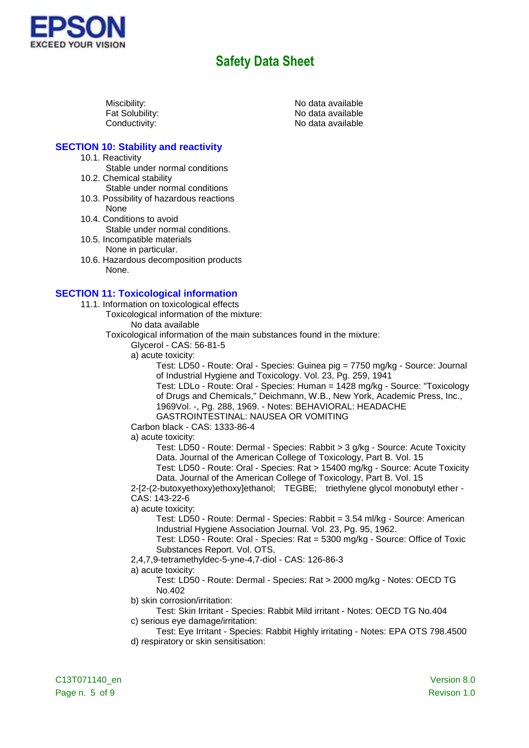Miscibility: No data available
Fat Solubility: No data available
Conductivity: No data available

## SECTION 10: Stability and reactivity

10.1. Reactivity
Stable under normal conditions

10.2. Chemical stability
Stable under normal conditions

10.3. Possibility of hazardous reactions
None

10.4. Conditions to avoid
Stable under normal conditions.

10.5. Incompatible materials
None in particular.

10.6. Hazardous decomposition products
None.

## SECTION 11: Toxicological information

11.1. Information on toxicological effects

Toxicological information of the mixture:

No data available

Toxicological information of the main substances found in the mixture:

Glycerol - CAS: 56-81-5

a) acute toxicity:

Test: LD50 - Route: Oral - Species: Guinea pig = 7750 mg/kg - Source: Journal of Industrial Hygiene and Toxicology. Vol. 23, Pg. 259, 1941

Test: LDLo - Route: Oral - Species: Human = 1428 mg/kg - Source: "Toxicology of Drugs and Chemicals," Deichmann, W.B., New York, Academic Press, Inc., 1969Vol. -, Pg. 288, 1969. - Notes: BEHAVIORAL: HEADACHE GASTROINTESTINAL: NAUSEA OR VOMITING

Carbon black - CAS: 1333-86-4

a) acute toxicity:

Test: LD50 - Route: Dermal - Species: Rabbit > 3 g/kg - Source: Acute Toxicity Data. Journal of the American College of Toxicology, Part B. Vol. 15

Test: LD50 - Route: Oral - Species: Rat > 15400 mg/kg - Source: Acute Toxicity Data. Journal of the American College of Toxicology, Part B. Vol. 15

2-[2-(2-butoxyethoxy)ethoxy]ethanol; TEGBE; triethylene glycol monobutyl ether - CAS: 143-22-6

a) acute toxicity:

Test: LD50 - Route: Dermal - Species: Rabbit = 3.54 ml/kg - Source: American Industrial Hygiene Association Journal. Vol. 23, Pg. 95, 1962.

Test: LD50 - Route: Oral - Species: Rat = 5300 mg/kg - Source: Office of Toxic Substances Report. Vol. OTS,

2,4,7,9-tetramethyldec-5-yne-4,7-diol - CAS: 126-86-3

a) acute toxicity:

Test: LD50 - Route: Dermal - Species: Rat > 2000 mg/kg - Notes: OECD TG No.402

b) skin corrosion/irritation:

Test: Skin Irritant - Species: Rabbit Mild irritant - Notes: OECD TG No.404

c) serious eye damage/irritation:

Test: Eye Irritant - Species: Rabbit Highly irritating - Notes: EPA OTS 798.4500

d) respiratory or skin sensitisation: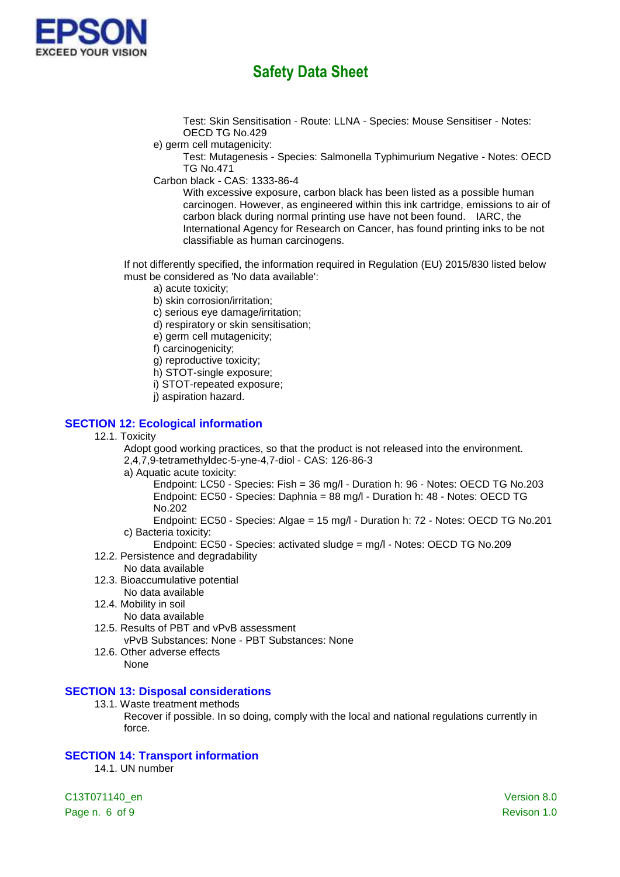Test: Skin Sensitisation - Route: LLNA - Species: Mouse Sensitiser - Notes: OECD TG No.429

e) germ cell mutagenicity:

Test: Mutagenesis - Species: Salmonella Typhimurium Negative - Notes: OECD TG No.471

Carbon black - CAS: 1333-86-4

With excessive exposure, carbon black has been listed as a possible human carcinogen. However, as engineered within this ink cartridge, emissions to air of carbon black during normal printing use have not been found. IARC, the International Agency for Research on Cancer, has found printing inks to be not classifiable as human carcinogens.

If not differently specified, the information required in Regulation (EU) 2015/830 listed below must be considered as 'No data available':

a) acute toxicity;
b) skin corrosion/irritation;
c) serious eye damage/irritation;
d) respiratory or skin sensitisation;
e) germ cell mutagenicity;
f) carcinogenicity;
g) reproductive toxicity;
h) STOT-single exposure;
i) STOT-repeated exposure;
j) aspiration hazard.

## SECTION 12: Ecological information

12.1. Toxicity

Adopt good working practices, so that the product is not released into the environment.

2,4,7,9-tetramethyldec-5-yne-4,7-diol - CAS: 126-86-3

a) Aquatic acute toxicity:

Endpoint: LC50 - Species: Fish = 36 mg/l - Duration h: 96 - Notes: OECD TG No.203
Endpoint: EC50 - Species: Daphnia = 88 mg/l - Duration h: 48 - Notes: OECD TG No.202
Endpoint: EC50 - Species: Algae = 15 mg/l - Duration h: 72 - Notes: OECD TG No.201

c) Bacteria toxicity:

Endpoint: EC50 - Species: activated sludge = mg/l - Notes: OECD TG No.209

12.2. Persistence and degradability

No data available

12.3. Bioaccumulative potential

No data available

12.4. Mobility in soil

No data available

12.5. Results of PBT and vPvB assessment

vPvB Substances: None - PBT Substances: None

12.6. Other adverse effects

None

## SECTION 13: Disposal considerations

13.1. Waste treatment methods

Recover if possible. In so doing, comply with the local and national regulations currently in force.

## SECTION 14: Transport information

14.1. UN number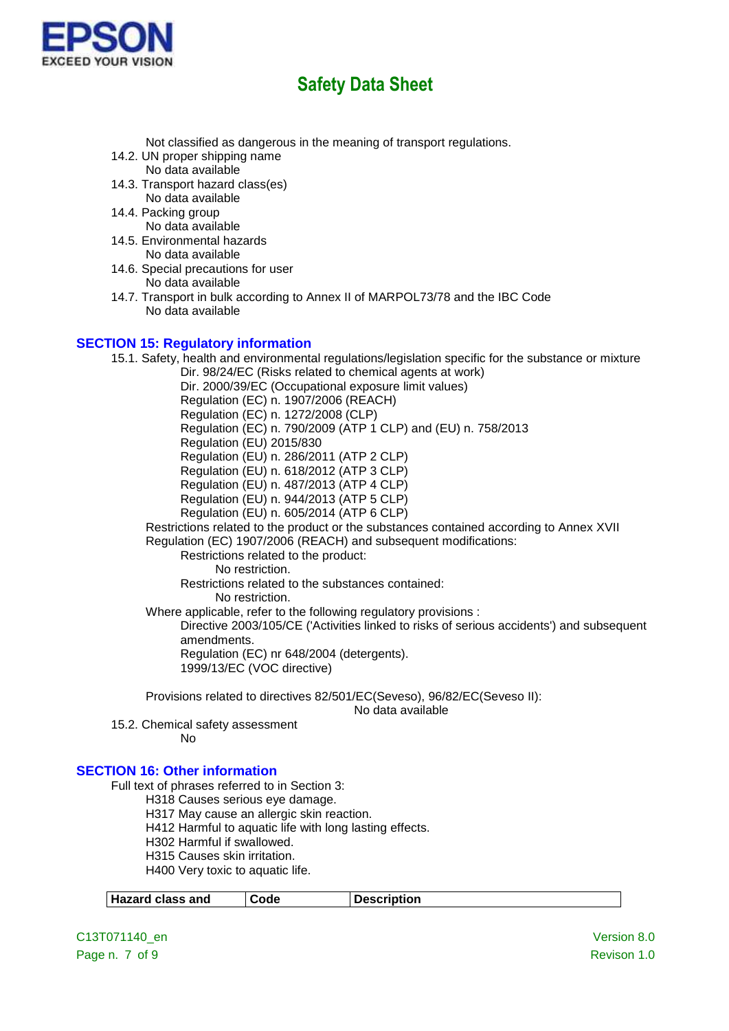Not classified as dangerous in the meaning of transport regulations.

14.2. UN proper shipping name

No data available

14.3. Transport hazard class(es)

No data available

14.4. Packing group

No data available

14.5. Environmental hazards

No data available

14.6. Special precautions for user

No data available

14.7. Transport in bulk according to Annex II of MARPOL73/78 and the IBC Code

No data available

## SECTION 15: Regulatory information

15.1. Safety, health and environmental regulations/legislation specific for the substance or mixture

Dir. 98/24/EC (Risks related to chemical agents at work)
Dir. 2000/39/EC (Occupational exposure limit values)
Regulation (EC) n. 1907/2006 (REACH)
Regulation (EC) n. 1272/2008 (CLP)
Regulation (EC) n. 790/2009 (ATP 1 CLP) and (EU) n. 758/2013
Regulation (EU) 2015/830
Regulation (EU) n. 286/2011 (ATP 2 CLP)
Regulation (EU) n. 618/2012 (ATP 3 CLP)
Regulation (EU) n. 487/2013 (ATP 4 CLP)
Regulation (EU) n. 944/2013 (ATP 5 CLP)
Regulation (EU) n. 605/2014 (ATP 6 CLP)

Restrictions related to the product or the substances contained according to Annex XVII Regulation (EC) 1907/2006 (REACH) and subsequent modifications:

Restrictions related to the product:

No restriction.

Restrictions related to the substances contained:

No restriction.

Where applicable, refer to the following regulatory provisions :

Directive 2003/105/CE ('Activities linked to risks of serious accidents') and subsequent amendments.
Regulation (EC) nr 648/2004 (detergents).
1999/13/EC (VOC directive)

Provisions related to directives 82/501/EC(Seveso), 96/82/EC(Seveso II):

No data available

15.2. Chemical safety assessment

No

## SECTION 16: Other information

Full text of phrases referred to in Section 3:

H318 Causes serious eye damage.
H317 May cause an allergic skin reaction.
H412 Harmful to aquatic life with long lasting effects.
H302 Harmful if swallowed.
H315 Causes skin irritation.
H400 Very toxic to aquatic life.

| Hazard class and | Code | Description |
|---|---|---|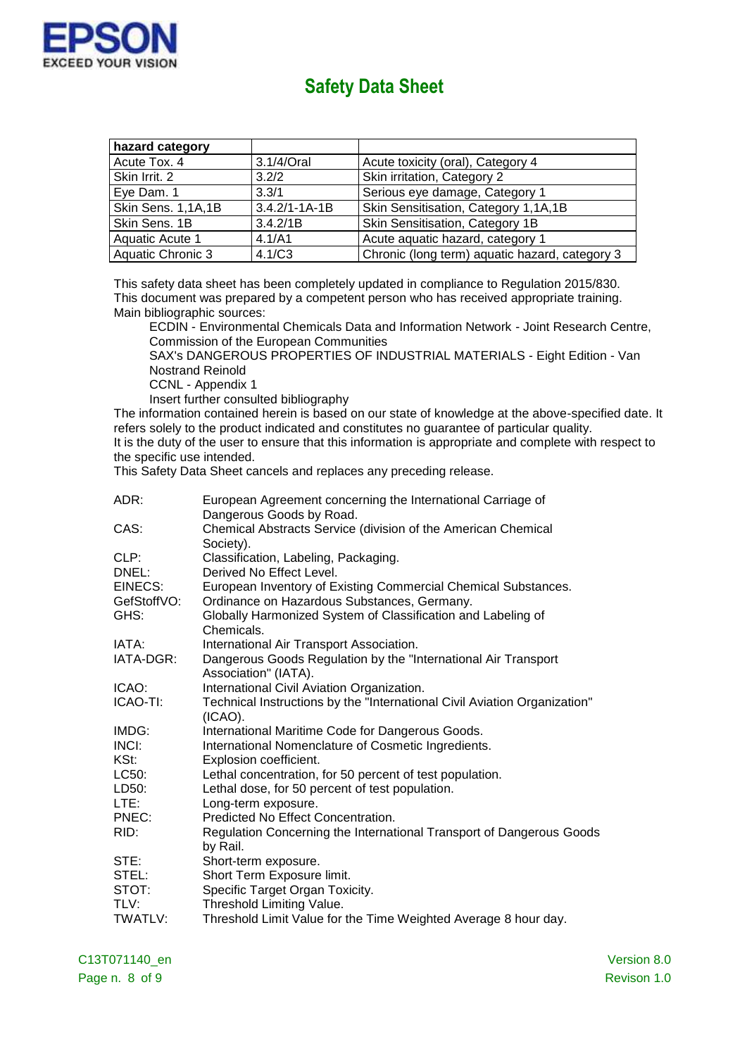| hazard category | | |
|---|---|---|
| Acute Tox. 4 | 3.1/4/Oral | Acute toxicity (oral), Category 4 |
| Skin Irrit. 2 | 3.2/2 | Skin irritation, Category 2 |
| Eye Dam. 1 | 3.3/1 | Serious eye damage, Category 1 |
| Skin Sens. 1,1A,1B | 3.4.2/1-1A-1B | Skin Sensitisation, Category 1,1A,1B |
| Skin Sens. 1B | 3.4.2/1B | Skin Sensitisation, Category 1B |
| Aquatic Acute 1 | 4.1/A1 | Acute aquatic hazard, category 1 |
| Aquatic Chronic 3 | 4.1/C3 | Chronic (long term) aquatic hazard, category 3 |

This safety data sheet has been completely updated in compliance to Regulation 2015/830.
This document was prepared by a competent person who has received appropriate training.
Main bibliographic sources:

ECDIN - Environmental Chemicals Data and Information Network - Joint Research Centre, Commission of the European Communities
SAX's DANGEROUS PROPERTIES OF INDUSTRIAL MATERIALS - Eight Edition - Van Nostrand Reinold
CCNL - Appendix 1
Insert further consulted bibliography

The information contained herein is based on our state of knowledge at the above-specified date. It refers solely to the product indicated and constitutes no guarantee of particular quality.
It is the duty of the user to ensure that this information is appropriate and complete with respect to the specific use intended.
This Safety Data Sheet cancels and replaces any preceding release.

ADR: European Agreement concerning the International Carriage of Dangerous Goods by Road.
CAS: Chemical Abstracts Service (division of the American Chemical Society).
CLP: Classification, Labeling, Packaging.
DNEL: Derived No Effect Level.
EINECS: European Inventory of Existing Commercial Chemical Substances.
GefStoffVO: Ordinance on Hazardous Substances, Germany.
GHS: Globally Harmonized System of Classification and Labeling of Chemicals.
IATA: International Air Transport Association.
IATA-DGR: Dangerous Goods Regulation by the "International Air Transport Association" (IATA).
ICAO: International Civil Aviation Organization.
ICAO-TI: Technical Instructions by the "International Civil Aviation Organization" (ICAO).
IMDG: International Maritime Code for Dangerous Goods.
INCI: International Nomenclature of Cosmetic Ingredients.
KSt: Explosion coefficient.
LC50: Lethal concentration, for 50 percent of test population.
LD50: Lethal dose, for 50 percent of test population.
LTE: Long-term exposure.
PNEC: Predicted No Effect Concentration.
RID: Regulation Concerning the International Transport of Dangerous Goods by Rail.
STE: Short-term exposure.
STEL: Short Term Exposure limit.
STOT: Specific Target Organ Toxicity.
TLV: Threshold Limiting Value.
TWATLV: Threshold Limit Value for the Time Weighted Average 8 hour day.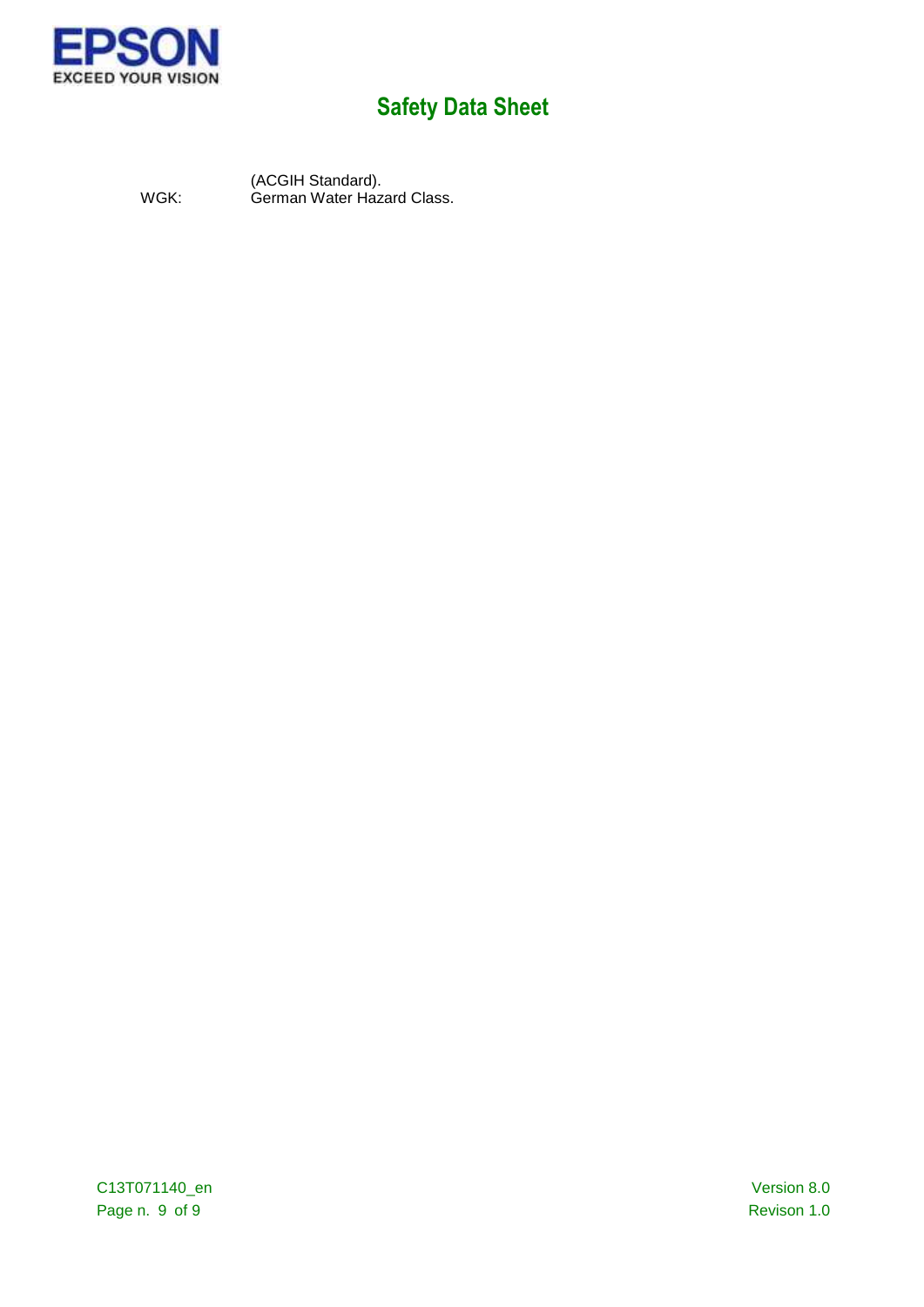(ACGIH Standard).

WGK: German Water Hazard Class.